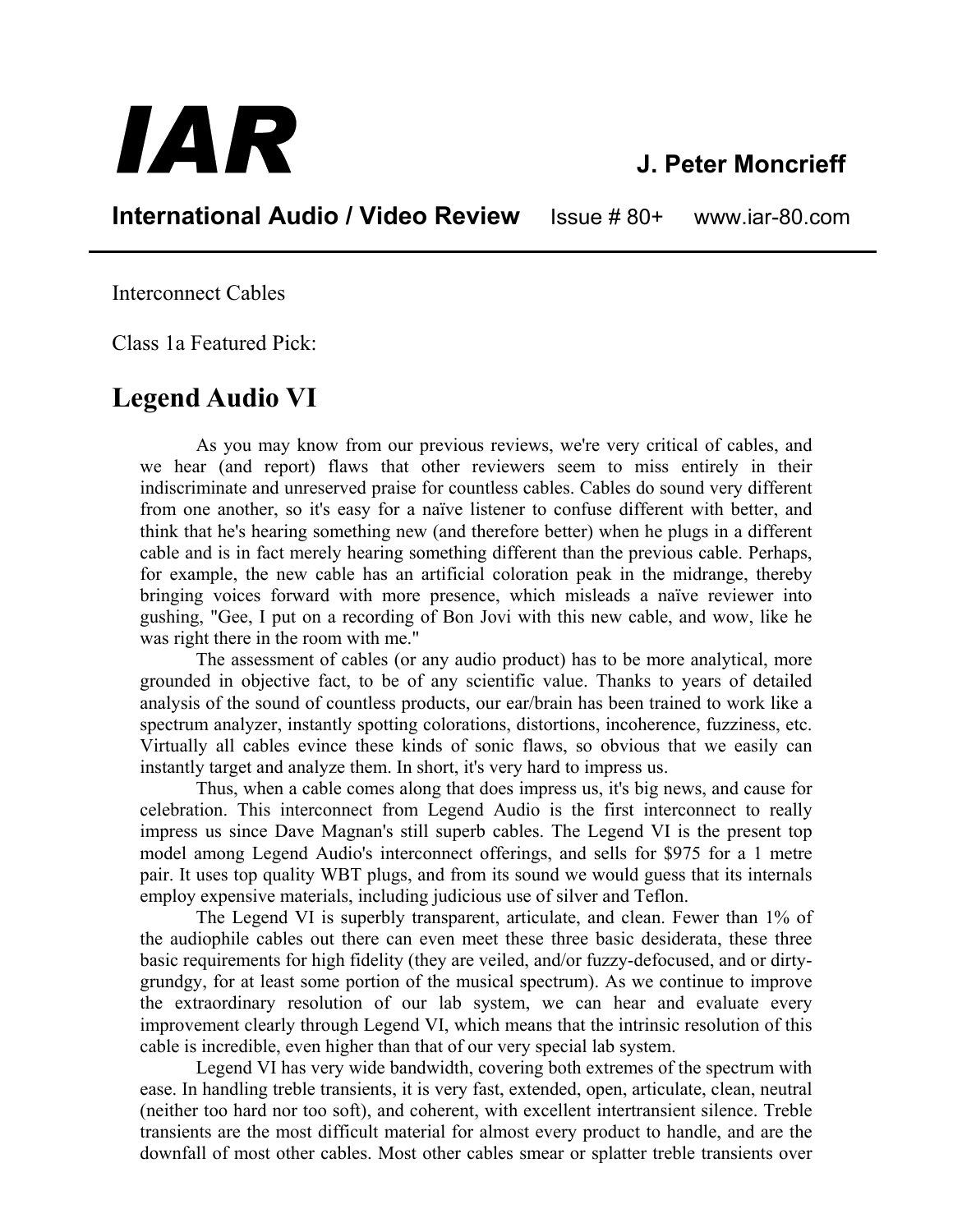# IAR

**J. Peter Moncrieff**

**International Audio / Video Review** Issue # 80+ www.iar-80.com

---

Interconnect Cables

Class 1a Featured Pick:

## Legend Audio VI

As you may know from our previous reviews, we're very critical of cables, and we hear (and report) flaws that other reviewers seem to miss entirely in their indiscriminate and unreserved praise for countless cables. Cables do sound very different from one another, so it's easy for a naïve listener to confuse different with better, and think that he's hearing something new (and therefore better) when he plugs in a different cable and is in fact merely hearing something different than the previous cable. Perhaps, for example, the new cable has an artificial coloration peak in the midrange, thereby bringing voices forward with more presence, which misleads a naïve reviewer into gushing, "Gee, I put on a recording of Bon Jovi with this new cable, and wow, like he was right there in the room with me."

The assessment of cables (or any audio product) has to be more analytical, more grounded in objective fact, to be of any scientific value. Thanks to years of detailed analysis of the sound of countless products, our ear/brain has been trained to work like a spectrum analyzer, instantly spotting colorations, distortions, incoherence, fuzziness, etc. Virtually all cables evince these kinds of sonic flaws, so obvious that we easily can instantly target and analyze them. In short, it's very hard to impress us.

Thus, when a cable comes along that does impress us, it's big news, and cause for celebration. This interconnect from Legend Audio is the first interconnect to really impress us since Dave Magnan's still superb cables. The Legend VI is the present top model among Legend Audio's interconnect offerings, and sells for $975 for a 1 metre pair. It uses top quality WBT plugs, and from its sound we would guess that its internals employ expensive materials, including judicious use of silver and Teflon.

The Legend VI is superbly transparent, articulate, and clean. Fewer than 1% of the audiophile cables out there can even meet these three basic desiderata, these three basic requirements for high fidelity (they are veiled, and/or fuzzy-defocused, and or dirty-grundgy, for at least some portion of the musical spectrum). As we continue to improve the extraordinary resolution of our lab system, we can hear and evaluate every improvement clearly through Legend VI, which means that the intrinsic resolution of this cable is incredible, even higher than that of our very special lab system.

Legend VI has very wide bandwidth, covering both extremes of the spectrum with ease. In handling treble transients, it is very fast, extended, open, articulate, clean, neutral (neither too hard nor too soft), and coherent, with excellent intertransient silence. Treble transients are the most difficult material for almost every product to handle, and are the downfall of most other cables. Most other cables smear or splatter treble transients over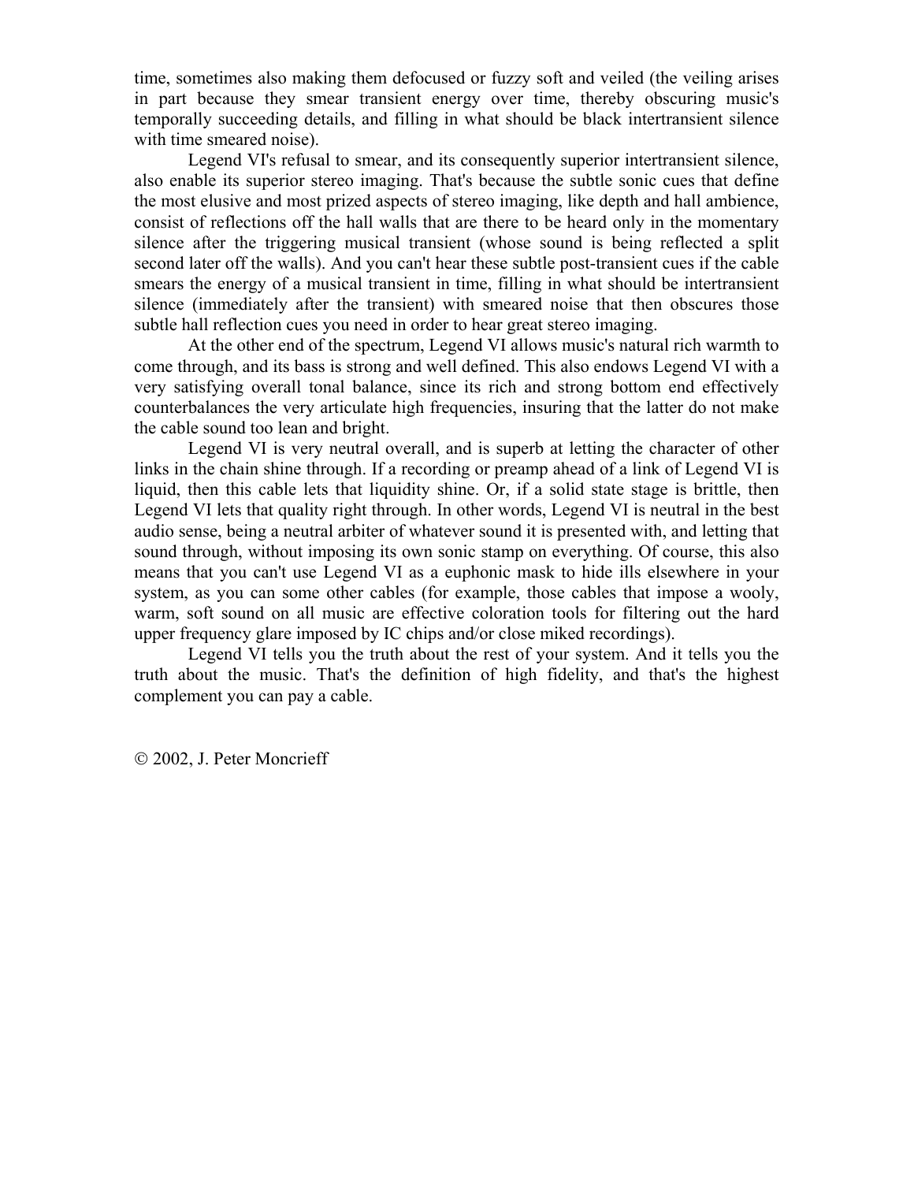time, sometimes also making them defocused or fuzzy soft and veiled (the veiling arises in part because they smear transient energy over time, thereby obscuring music's temporally succeeding details, and filling in what should be black intertransient silence with time smeared noise).

Legend VI's refusal to smear, and its consequently superior intertransient silence, also enable its superior stereo imaging. That's because the subtle sonic cues that define the most elusive and most prized aspects of stereo imaging, like depth and hall ambience, consist of reflections off the hall walls that are there to be heard only in the momentary silence after the triggering musical transient (whose sound is being reflected a split second later off the walls). And you can't hear these subtle post-transient cues if the cable smears the energy of a musical transient in time, filling in what should be intertransient silence (immediately after the transient) with smeared noise that then obscures those subtle hall reflection cues you need in order to hear great stereo imaging.

At the other end of the spectrum, Legend VI allows music's natural rich warmth to come through, and its bass is strong and well defined. This also endows Legend VI with a very satisfying overall tonal balance, since its rich and strong bottom end effectively counterbalances the very articulate high frequencies, insuring that the latter do not make the cable sound too lean and bright.

Legend VI is very neutral overall, and is superb at letting the character of other links in the chain shine through. If a recording or preamp ahead of a link of Legend VI is liquid, then this cable lets that liquidity shine. Or, if a solid state stage is brittle, then Legend VI lets that quality right through. In other words, Legend VI is neutral in the best audio sense, being a neutral arbiter of whatever sound it is presented with, and letting that sound through, without imposing its own sonic stamp on everything. Of course, this also means that you can't use Legend VI as a euphonic mask to hide ills elsewhere in your system, as you can some other cables (for example, those cables that impose a wooly, warm, soft sound on all music are effective coloration tools for filtering out the hard upper frequency glare imposed by IC chips and/or close miked recordings).

Legend VI tells you the truth about the rest of your system. And it tells you the truth about the music. That's the definition of high fidelity, and that's the highest complement you can pay a cable.

© 2002, J. Peter Moncrieff